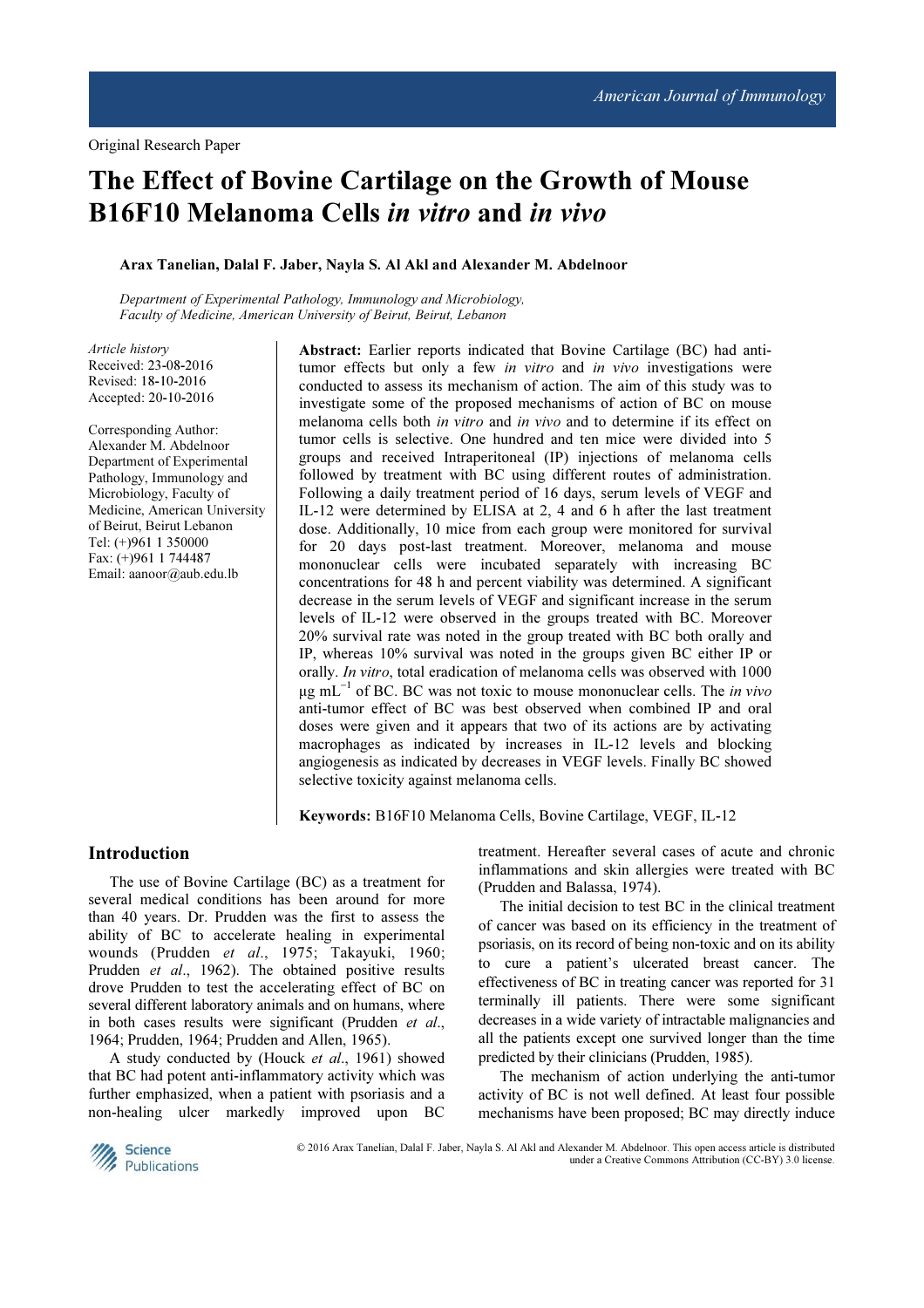Original Research Paper

# The Effect of Bovine Cartilage on the Growth of Mouse B16F10 Melanoma Cells *in vitro* and *in vivo*

**Arax Tanelian, Dalal F. Jaber, Nayla S. Al Akl and Alexander M. Abdelnoor**

*Department of Experimental Pathology, Immunology and Microbiology, Faculty of Medicine, American University of Beirut, Beirut, Lebanon*

*Article history*
Received: 23-08-2016
Revised: 18-10-2016
Accepted: 20-10-2016

Corresponding Author:
Alexander M. Abdelnoor
Department of Experimental Pathology, Immunology and Microbiology, Faculty of Medicine, American University of Beirut, Beirut Lebanon
Tel: (+)961 1 350000
Fax: (+)961 1 744487
Email: aanoor@aub.edu.lb

**Abstract:** Earlier reports indicated that Bovine Cartilage (BC) had anti-tumor effects but only a few *in vitro* and *in vivo* investigations were conducted to assess its mechanism of action. The aim of this study was to investigate some of the proposed mechanisms of action of BC on mouse melanoma cells both *in vitro* and *in vivo* and to determine if its effect on tumor cells is selective. One hundred and ten mice were divided into 5 groups and received Intraperitoneal (IP) injections of melanoma cells followed by treatment with BC using different routes of administration. Following a daily treatment period of 16 days, serum levels of VEGF and IL-12 were determined by ELISA at 2, 4 and 6 h after the last treatment dose. Additionally, 10 mice from each group were monitored for survival for 20 days post-last treatment. Moreover, melanoma and mouse mononuclear cells were incubated separately with increasing BC concentrations for 48 h and percent viability was determined. A significant decrease in the serum levels of VEGF and significant increase in the serum levels of IL-12 were observed in the groups treated with BC. Moreover 20% survival rate was noted in the group treated with BC both orally and IP, whereas 10% survival was noted in the groups given BC either IP or orally. *In vitro*, total eradication of melanoma cells was observed with 1000 μg mL$^{-1}$ of BC. BC was not toxic to mouse mononuclear cells. The *in vivo* anti-tumor effect of BC was best observed when combined IP and oral doses were given and it appears that two of its actions are by activating macrophages as indicated by increases in IL-12 levels and blocking angiogenesis as indicated by decreases in VEGF levels. Finally BC showed selective toxicity against melanoma cells.

**Keywords:** B16F10 Melanoma Cells, Bovine Cartilage, VEGF, IL-12

## Introduction

The use of Bovine Cartilage (BC) as a treatment for several medical conditions has been around for more than 40 years. Dr. Prudden was the first to assess the ability of BC to accelerate healing in experimental wounds (Prudden *et al*., 1975; Takayuki, 1960; Prudden *et al*., 1962). The obtained positive results drove Prudden to test the accelerating effect of BC on several different laboratory animals and on humans, where in both cases results were significant (Prudden *et al*., 1964; Prudden, 1964; Prudden and Allen, 1965).

A study conducted by (Houck *et al*., 1961) showed that BC had potent anti-inflammatory activity which was further emphasized, when a patient with psoriasis and a non-healing ulcer markedly improved upon BC treatment. Hereafter several cases of acute and chronic inflammations and skin allergies were treated with BC (Prudden and Balassa, 1974).

The initial decision to test BC in the clinical treatment of cancer was based on its efficiency in the treatment of psoriasis, on its record of being non-toxic and on its ability to cure a patient's ulcerated breast cancer. The effectiveness of BC in treating cancer was reported for 31 terminally ill patients. There were some significant decreases in a wide variety of intractable malignancies and all the patients except one survived longer than the time predicted by their clinicians (Prudden, 1985).

The mechanism of action underlying the anti-tumor activity of BC is not well defined. At least four possible mechanisms have been proposed; BC may directly induce

© 2016 Arax Tanelian, Dalal F. Jaber, Nayla S. Al Akl and Alexander M. Abdelnoor. This open access article is distributed under a Creative Commons Attribution (CC-BY) 3.0 license.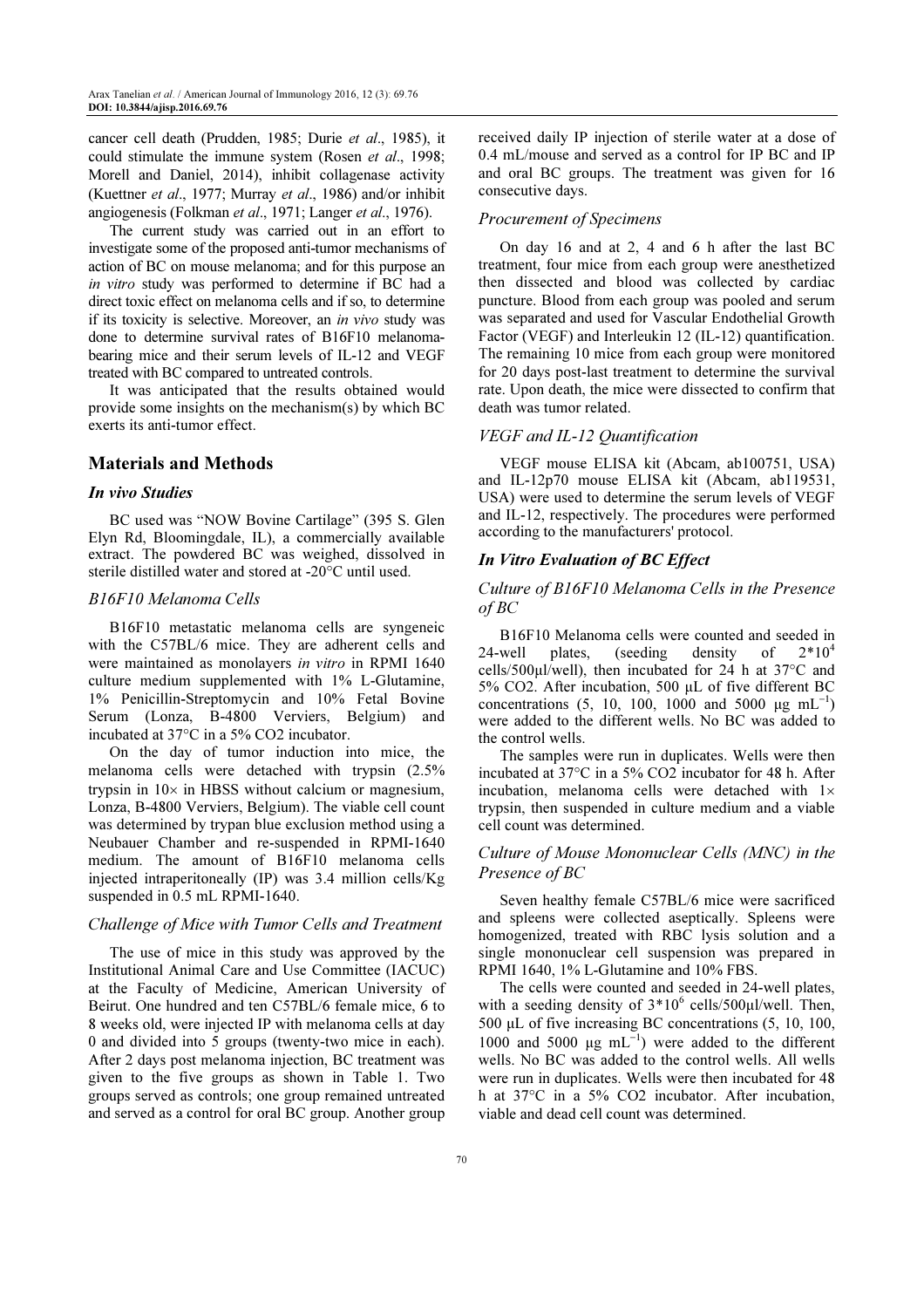cancer cell death (Prudden, 1985; Durie *et al*., 1985), it could stimulate the immune system (Rosen *et al*., 1998; Morell and Daniel, 2014), inhibit collagenase activity (Kuettner *et al*., 1977; Murray *et al*., 1986) and/or inhibit angiogenesis (Folkman *et al*., 1971; Langer *et al*., 1976).

The current study was carried out in an effort to investigate some of the proposed anti-tumor mechanisms of action of BC on mouse melanoma; and for this purpose an *in vitro* study was performed to determine if BC had a direct toxic effect on melanoma cells and if so, to determine if its toxicity is selective. Moreover, an *in vivo* study was done to determine survival rates of B16F10 melanoma-bearing mice and their serum levels of IL-12 and VEGF treated with BC compared to untreated controls.

It was anticipated that the results obtained would provide some insights on the mechanism(s) by which BC exerts its anti-tumor effect.

## Materials and Methods

### *In vivo Studies*

BC used was "NOW Bovine Cartilage" (395 S. Glen Elyn Rd, Bloomingdale, IL), a commercially available extract. The powdered BC was weighed, dissolved in sterile distilled water and stored at -20°C until used.

#### *B16F10 Melanoma Cells*

B16F10 metastatic melanoma cells are syngeneic with the C57BL/6 mice. They are adherent cells and were maintained as monolayers *in vitro* in RPMI 1640 culture medium supplemented with 1% L-Glutamine, 1% Penicillin-Streptomycin and 10% Fetal Bovine Serum (Lonza, B-4800 Verviers, Belgium) and incubated at 37°C in a 5% $CO_2$ incubator.

On the day of tumor induction into mice, the melanoma cells were detached with trypsin (2.5% trypsin in 10× in HBSS without calcium or magnesium, Lonza, B-4800 Verviers, Belgium). The viable cell count was determined by trypan blue exclusion method using a Neubauer Chamber and re-suspended in RPMI-1640 medium. The amount of B16F10 melanoma cells injected intraperitoneally (IP) was 3.4 million cells/Kg suspended in 0.5 mL RPMI-1640.

#### *Challenge of Mice with Tumor Cells and Treatment*

The use of mice in this study was approved by the Institutional Animal Care and Use Committee (IACUC) at the Faculty of Medicine, American University of Beirut. One hundred and ten C57BL/6 female mice, 6 to 8 weeks old, were injected IP with melanoma cells at day 0 and divided into 5 groups (twenty-two mice in each). After 2 days post melanoma injection, BC treatment was given to the five groups as shown in Table 1. Two groups served as controls; one group remained untreated and served as a control for oral BC group. Another group received daily IP injection of sterile water at a dose of 0.4 mL/mouse and served as a control for IP BC and IP and oral BC groups. The treatment was given for 16 consecutive days.

#### *Procurement of Specimens*

On day 16 and at 2, 4 and 6 h after the last BC treatment, four mice from each group were anesthetized then dissected and blood was collected by cardiac puncture. Blood from each group was pooled and serum was separated and used for Vascular Endothelial Growth Factor (VEGF) and Interleukin 12 (IL-12) quantification. The remaining 10 mice from each group were monitored for 20 days post-last treatment to determine the survival rate. Upon death, the mice were dissected to confirm that death was tumor related.

#### *VEGF and IL-12 Quantification*

VEGF mouse ELISA kit (Abcam, ab100751, USA) and IL-12p70 mouse ELISA kit (Abcam, ab119531, USA) were used to determine the serum levels of VEGF and IL-12, respectively. The procedures were performed according to the manufacturers' protocol.

### *In Vitro Evaluation of BC Effect*

#### *Culture of B16F10 Melanoma Cells in the Presence of BC*

B16F10 Melanoma cells were counted and seeded in 24-well plates, (seeding density of $2*10^4$ cells/500µl/well), then incubated for 24 h at 37°C and 5% $CO_2$. After incubation, 500 µL of five different BC concentrations (5, 10, 100, 1000 and 5000 µg mL$^{-1}$) were added to the different wells. No BC was added to the control wells.

The samples were run in duplicates. Wells were then incubated at 37°C in a 5% $CO_2$ incubator for 48 h. After incubation, melanoma cells were detached with 1× trypsin, then suspended in culture medium and a viable cell count was determined.

#### *Culture of Mouse Mononuclear Cells (MNC) in the Presence of BC*

Seven healthy female C57BL/6 mice were sacrificed and spleens were collected aseptically. Spleens were homogenized, treated with RBC lysis solution and a single mononuclear cell suspension was prepared in RPMI 1640, 1% L-Glutamine and 10% FBS.

The cells were counted and seeded in 24-well plates, with a seeding density of $3*10^6$ cells/500µl/well. Then, 500 µL of five increasing BC concentrations (5, 10, 100, 1000 and 5000 µg mL$^{-1}$) were added to the different wells. No BC was added to the control wells. All wells were run in duplicates. Wells were then incubated for 48 h at 37°C in a 5% $CO_2$ incubator. After incubation, viable and dead cell count was determined.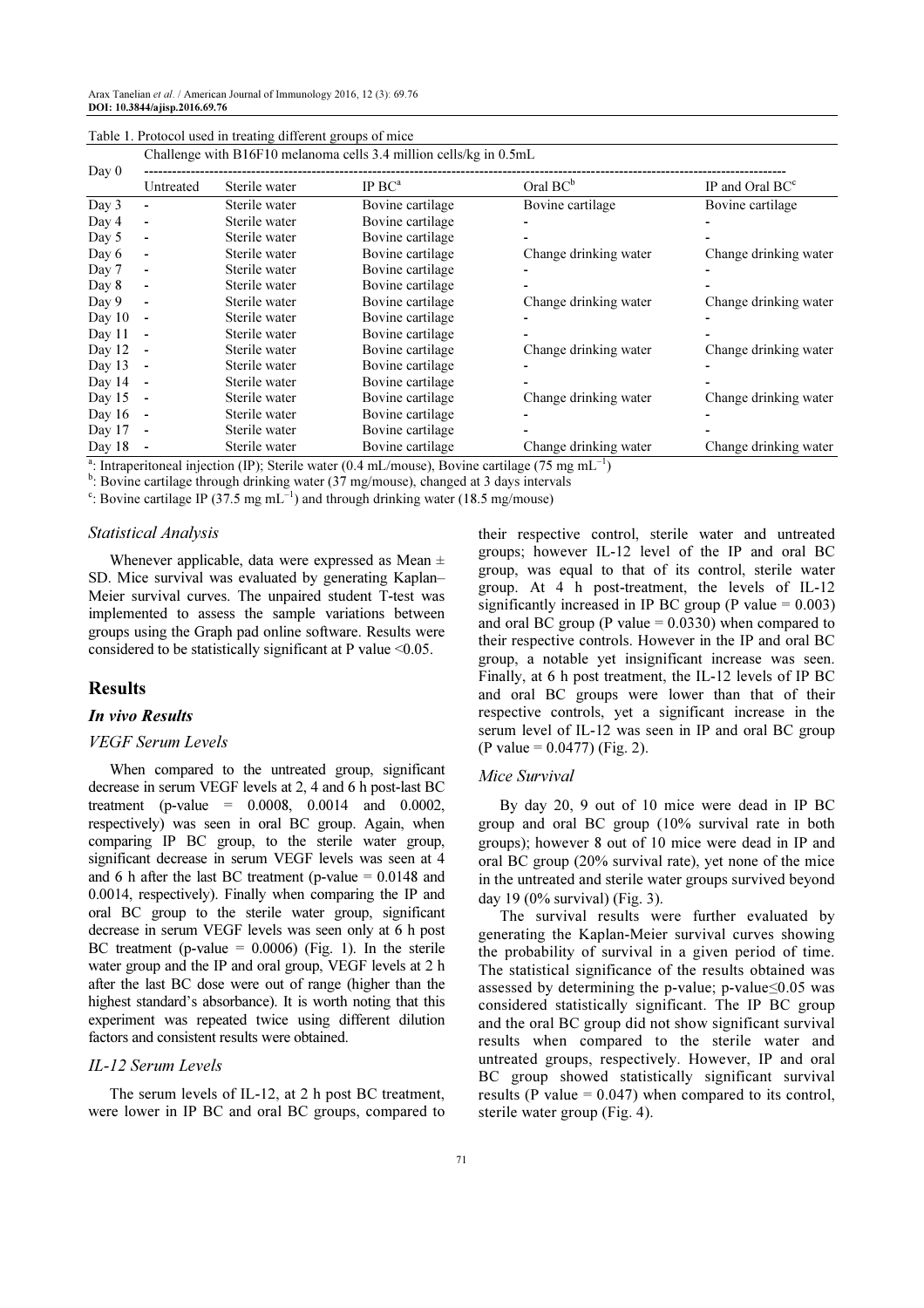Table 1. Protocol used in treating different groups of mice

| Day 0 | Challenge with B16F10 melanoma cells 3.4 million cells/kg in 0.5mL | | | | |
|---|---|---|---|---|---|
| | Untreated | Sterile water | IP BC[a] | Oral BC[b] | IP and Oral BC[c] |
| Day 3 | - | Sterile water | Bovine cartilage | Bovine cartilage | Bovine cartilage |
| Day 4 | - | Sterile water | Bovine cartilage | - | - |
| Day 5 | - | Sterile water | Bovine cartilage | - | - |
| Day 6 | - | Sterile water | Bovine cartilage | Change drinking water | Change drinking water |
| Day 7 | - | Sterile water | Bovine cartilage | - | - |
| Day 8 | - | Sterile water | Bovine cartilage | - | - |
| Day 9 | - | Sterile water | Bovine cartilage | Change drinking water | Change drinking water |
| Day 10 | - | Sterile water | Bovine cartilage | - | - |
| Day 11 | - | Sterile water | Bovine cartilage | - | - |
| Day 12 | - | Sterile water | Bovine cartilage | Change drinking water | Change drinking water |
| Day 13 | - | Sterile water | Bovine cartilage | - | - |
| Day 14 | - | Sterile water | Bovine cartilage | - | - |
| Day 15 | - | Sterile water | Bovine cartilage | Change drinking water | Change drinking water |
| Day 16 | - | Sterile water | Bovine cartilage | - | - |
| Day 17 | - | Sterile water | Bovine cartilage | - | - |
| Day 18 | - | Sterile water | Bovine cartilage | Change drinking water | Change drinking water |

[a]: Intraperitoneal injection (IP); Sterile water (0.4 mL/mouse), Bovine cartilage (75 mg $mL^{-1}$)
[b]: Bovine cartilage through drinking water (37 mg/mouse), changed at 3 days intervals
[c]: Bovine cartilage IP (37.5 mg $mL^{-1}$) and through drinking water (18.5 mg/mouse)

### Statistical Analysis

Whenever applicable, data were expressed as Mean ± SD. Mice survival was evaluated by generating Kaplan–Meier survival curves. The unpaired student T-test was implemented to assess the sample variations between groups using the Graph pad online software. Results were considered to be statistically significant at P value <0.05.

## Results

### *In vivo Results*

### VEGF Serum Levels

When compared to the untreated group, significant decrease in serum VEGF levels at 2, 4 and 6 h post-last BC treatment (p-value = 0.0008, 0.0014 and 0.0002, respectively) was seen in oral BC group. Again, when comparing IP BC group, to the sterile water group, significant decrease in serum VEGF levels was seen at 4 and 6 h after the last BC treatment (p-value = 0.0148 and 0.0014, respectively). Finally when comparing the IP and oral BC group to the sterile water group, significant decrease in serum VEGF levels was seen only at 6 h post BC treatment (p-value = 0.0006) (Fig. 1). In the sterile water group and the IP and oral group, VEGF levels at 2 h after the last BC dose were out of range (higher than the highest standard's absorbance). It is worth noting that this experiment was repeated twice using different dilution factors and consistent results were obtained.

### IL-12 Serum Levels

The serum levels of IL-12, at 2 h post BC treatment, were lower in IP BC and oral BC groups, compared to their respective control, sterile water and untreated groups; however IL-12 level of the IP and oral BC group, was equal to that of its control, sterile water group. At 4 h post-treatment, the levels of IL-12 significantly increased in IP BC group (P value = 0.003) and oral BC group (P value = 0.0330) when compared to their respective controls. However in the IP and oral BC group, a notable yet insignificant increase was seen. Finally, at 6 h post treatment, the IL-12 levels of IP BC and oral BC groups were lower than that of their respective controls, yet a significant increase in the serum level of IL-12 was seen in IP and oral BC group (P value = 0.0477) (Fig. 2).

### Mice Survival

By day 20, 9 out of 10 mice were dead in IP BC group and oral BC group (10% survival rate in both groups); however 8 out of 10 mice were dead in IP and oral BC group (20% survival rate), yet none of the mice in the untreated and sterile water groups survived beyond day 19 (0% survival) (Fig. 3).

The survival results were further evaluated by generating the Kaplan-Meier survival curves showing the probability of survival in a given period of time. The statistical significance of the results obtained was assessed by determining the p-value; p-value≤0.05 was considered statistically significant. The IP BC group and the oral BC group did not show significant survival results when compared to the sterile water and untreated groups, respectively. However, IP and oral BC group showed statistically significant survival results (P value = 0.047) when compared to its control, sterile water group (Fig. 4).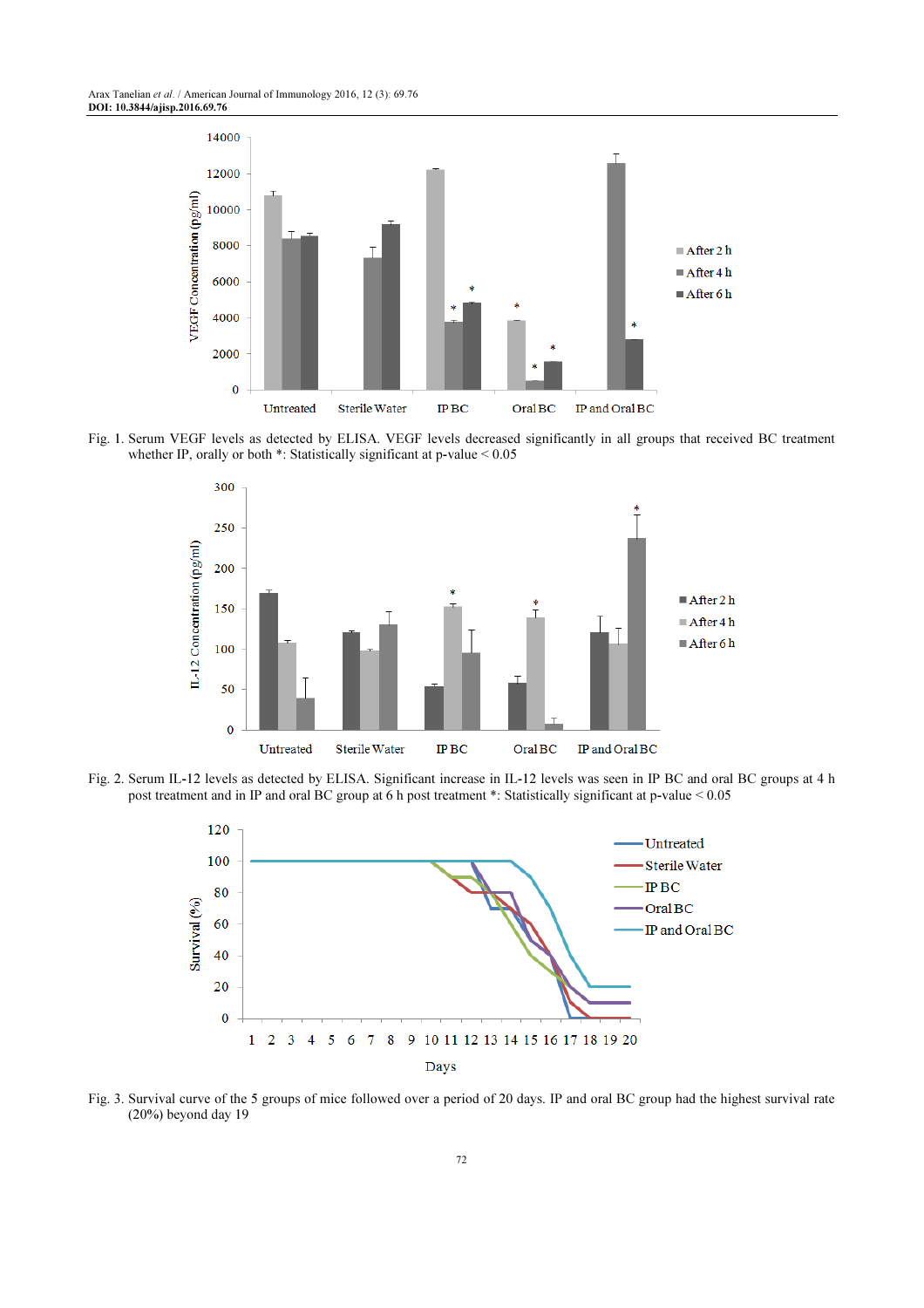Fig. 1. Serum VEGF levels as detected by ELISA. VEGF levels decreased significantly in all groups that received BC treatment whether IP, orally or both *: Statistically significant at p-value < 0.05

Fig. 2. Serum IL-12 levels as detected by ELISA. Significant increase in IL-12 levels was seen in IP BC and oral BC groups at 4 h post treatment and in IP and oral BC group at 6 h post treatment *: Statistically significant at p-value < 0.05

Fig. 3. Survival curve of the 5 groups of mice followed over a period of 20 days. IP and oral BC group had the highest survival rate (20%) beyond day 19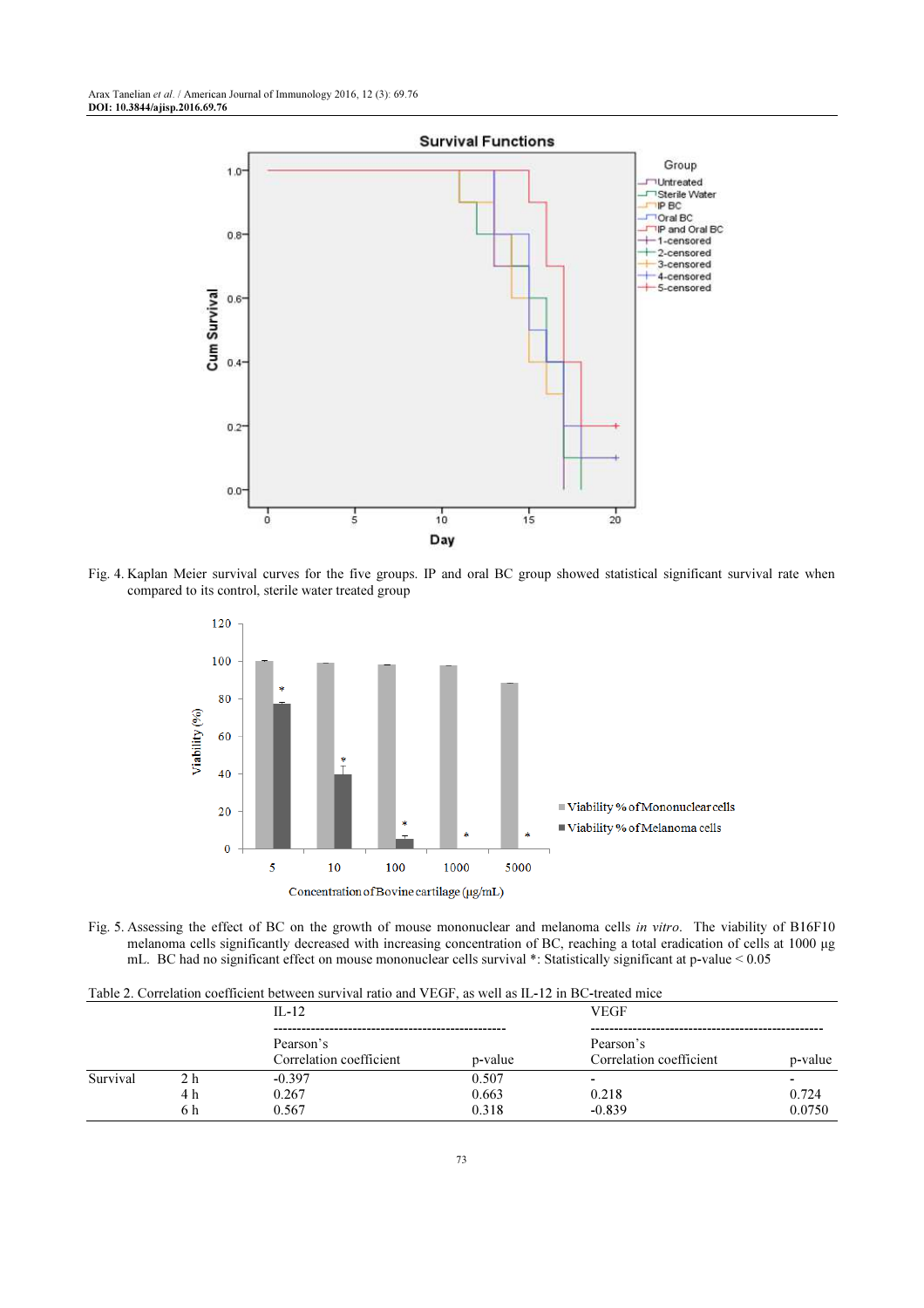Fig. 4. Kaplan Meier survival curves for the five groups. IP and oral BC group showed statistical significant survival rate when compared to its control, sterile water treated group

Fig. 5. Assessing the effect of BC on the growth of mouse mononuclear and melanoma cells *in vitro*. The viability of B16F10 melanoma cells significantly decreased with increasing concentration of BC, reaching a total eradication of cells at 1000 µg mL. BC had no significant effect on mouse mononuclear cells survival *: Statistically significant at p-value < 0.05

Table 2. Correlation coefficient between survival ratio and VEGF, as well as IL-12 in BC-treated mice

| | | IL-12 | | VEGF | |
|---|---|---|---|---|---|
| | | Pearson's Correlation coefficient | p-value | Pearson's Correlation coefficient | p-value |
| Survival | 2 h | -0.397 | 0.507 | - | - |
| | 4 h | 0.267 | 0.663 | 0.218 | 0.724 |
| | 6 h | 0.567 | 0.318 | -0.839 | 0.0750 |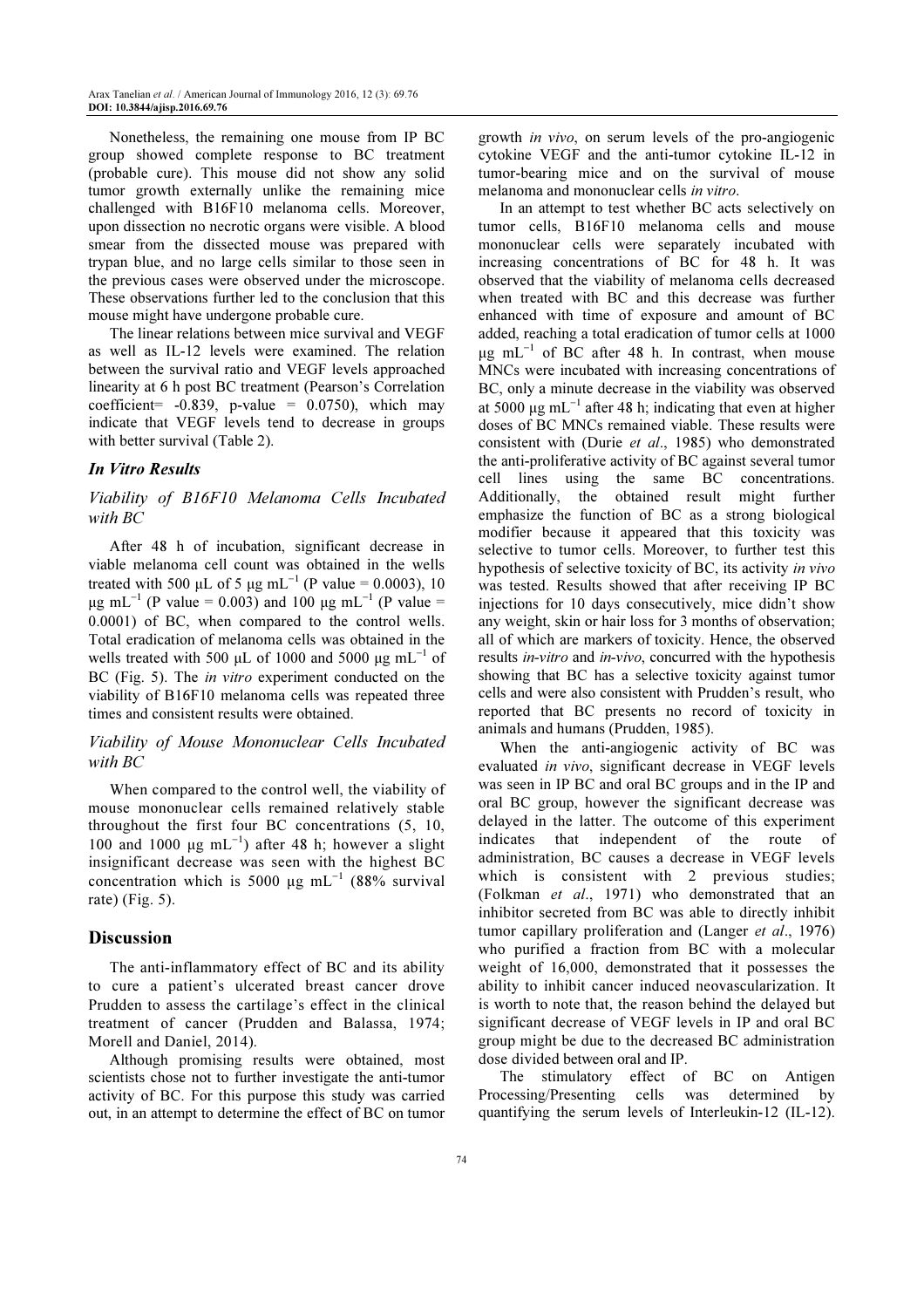Nonetheless, the remaining one mouse from IP BC group showed complete response to BC treatment (probable cure). This mouse did not show any solid tumor growth externally unlike the remaining mice challenged with B16F10 melanoma cells. Moreover, upon dissection no necrotic organs were visible. A blood smear from the dissected mouse was prepared with trypan blue, and no large cells similar to those seen in the previous cases were observed under the microscope. These observations further led to the conclusion that this mouse might have undergone probable cure.

The linear relations between mice survival and VEGF as well as IL-12 levels were examined. The relation between the survival ratio and VEGF levels approached linearity at 6 h post BC treatment (Pearson's Correlation coefficient= -0.839, p-value = 0.0750), which may indicate that VEGF levels tend to decrease in groups with better survival (Table 2).

### *In Vitro Results*

#### *Viability of B16F10 Melanoma Cells Incubated with BC*

After 48 h of incubation, significant decrease in viable melanoma cell count was obtained in the wells treated with 500 μL of 5 μg $mL^{-1}$ (P value = 0.0003), 10 μg $mL^{-1}$ (P value = 0.003) and 100 μg $mL^{-1}$ (P value = 0.0001) of BC, when compared to the control wells. Total eradication of melanoma cells was obtained in the wells treated with 500 μL of 1000 and 5000 μg $mL^{-1}$ of BC (Fig. 5). The *in vitro* experiment conducted on the viability of B16F10 melanoma cells was repeated three times and consistent results were obtained.

#### *Viability of Mouse Mononuclear Cells Incubated with BC*

When compared to the control well, the viability of mouse mononuclear cells remained relatively stable throughout the first four BC concentrations (5, 10, 100 and 1000 μg $mL^{-1}$) after 48 h; however a slight insignificant decrease was seen with the highest BC concentration which is 5000 μg $mL^{-1}$ (88% survival rate) (Fig. 5).

## Discussion

The anti-inflammatory effect of BC and its ability to cure a patient's ulcerated breast cancer drove Prudden to assess the cartilage's effect in the clinical treatment of cancer (Prudden and Balassa, 1974; Morell and Daniel, 2014).

Although promising results were obtained, most scientists chose not to further investigate the anti-tumor activity of BC. For this purpose this study was carried out, in an attempt to determine the effect of BC on tumor growth *in vivo*, on serum levels of the pro-angiogenic cytokine VEGF and the anti-tumor cytokine IL-12 in tumor-bearing mice and on the survival of mouse melanoma and mononuclear cells *in vitro*.

In an attempt to test whether BC acts selectively on tumor cells, B16F10 melanoma cells and mouse mononuclear cells were separately incubated with increasing concentrations of BC for 48 h. It was observed that the viability of melanoma cells decreased when treated with BC and this decrease was further enhanced with time of exposure and amount of BC added, reaching a total eradication of tumor cells at 1000 μg $mL^{-1}$ of BC after 48 h. In contrast, when mouse MNCs were incubated with increasing concentrations of BC, only a minute decrease in the viability was observed at 5000 μg $mL^{-1}$ after 48 h; indicating that even at higher doses of BC MNCs remained viable. These results were consistent with (Durie *et al*., 1985) who demonstrated the anti-proliferative activity of BC against several tumor cell lines using the same BC concentrations. Additionally, the obtained result might further emphasize the function of BC as a strong biological modifier because it appeared that this toxicity was selective to tumor cells. Moreover, to further test this hypothesis of selective toxicity of BC, its activity *in vivo* was tested. Results showed that after receiving IP BC injections for 10 days consecutively, mice didn't show any weight, skin or hair loss for 3 months of observation; all of which are markers of toxicity. Hence, the observed results *in-vitro* and *in-vivo*, concurred with the hypothesis showing that BC has a selective toxicity against tumor cells and were also consistent with Prudden's result, who reported that BC presents no record of toxicity in animals and humans (Prudden, 1985).

When the anti-angiogenic activity of BC was evaluated *in vivo*, significant decrease in VEGF levels was seen in IP BC and oral BC groups and in the IP and oral BC group, however the significant decrease was delayed in the latter. The outcome of this experiment indicates that independent of the route of administration, BC causes a decrease in VEGF levels which is consistent with 2 previous studies; (Folkman *et al*., 1971) who demonstrated that an inhibitor secreted from BC was able to directly inhibit tumor capillary proliferation and (Langer *et al*., 1976) who purified a fraction from BC with a molecular weight of 16,000, demonstrated that it possesses the ability to inhibit cancer induced neovascularization. It is worth to note that, the reason behind the delayed but significant decrease of VEGF levels in IP and oral BC group might be due to the decreased BC administration dose divided between oral and IP.

The stimulatory effect of BC on Antigen Processing/Presenting cells was determined by quantifying the serum levels of Interleukin-12 (IL-12).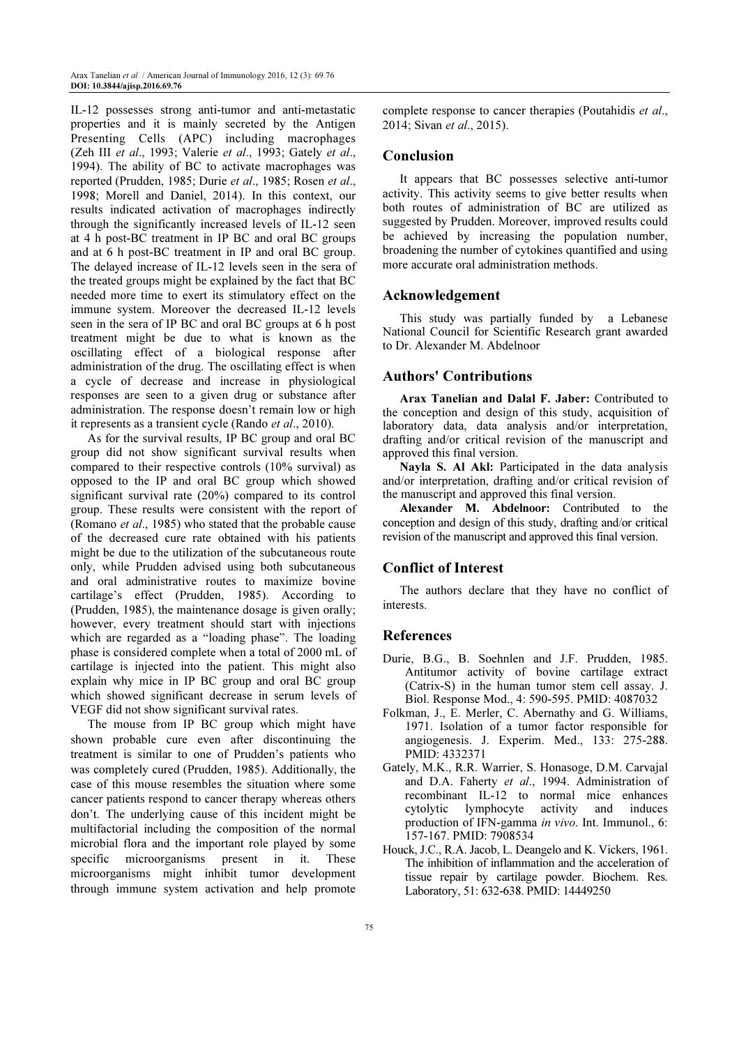IL-12 possesses strong anti-tumor and anti-metastatic properties and it is mainly secreted by the Antigen Presenting Cells (APC) including macrophages (Zeh III *et al*., 1993; Valerie *et al*., 1993; Gately *et al*., 1994). The ability of BC to activate macrophages was reported (Prudden, 1985; Durie *et al*., 1985; Rosen *et al*., 1998; Morell and Daniel, 2014). In this context, our results indicated activation of macrophages indirectly through the significantly increased levels of IL-12 seen at 4 h post-BC treatment in IP BC and oral BC groups and at 6 h post-BC treatment in IP and oral BC group. The delayed increase of IL-12 levels seen in the sera of the treated groups might be explained by the fact that BC needed more time to exert its stimulatory effect on the immune system. Moreover the decreased IL-12 levels seen in the sera of IP BC and oral BC groups at 6 h post treatment might be due to what is known as the oscillating effect of a biological response after administration of the drug. The oscillating effect is when a cycle of decrease and increase in physiological responses are seen to a given drug or substance after administration. The response doesn't remain low or high it represents as a transient cycle (Rando *et al*., 2010).

As for the survival results, IP BC group and oral BC group did not show significant survival results when compared to their respective controls (10% survival) as opposed to the IP and oral BC group which showed significant survival rate (20%) compared to its control group. These results were consistent with the report of (Romano *et al*., 1985) who stated that the probable cause of the decreased cure rate obtained with his patients might be due to the utilization of the subcutaneous route only, while Prudden advised using both subcutaneous and oral administrative routes to maximize bovine cartilage's effect (Prudden, 1985). According to (Prudden, 1985), the maintenance dosage is given orally; however, every treatment should start with injections which are regarded as a "loading phase". The loading phase is considered complete when a total of 2000 mL of cartilage is injected into the patient. This might also explain why mice in IP BC group and oral BC group which showed significant decrease in serum levels of VEGF did not show significant survival rates.

The mouse from IP BC group which might have shown probable cure even after discontinuing the treatment is similar to one of Prudden's patients who was completely cured (Prudden, 1985). Additionally, the case of this mouse resembles the situation where some cancer patients respond to cancer therapy whereas others don't. The underlying cause of this incident might be multifactorial including the composition of the normal microbial flora and the important role played by some specific microorganisms present in it. These microorganisms might inhibit tumor development through immune system activation and help promote complete response to cancer therapies (Poutahidis *et al*., 2014; Sivan *et al*., 2015).

## Conclusion

It appears that BC possesses selective anti-tumor activity. This activity seems to give better results when both routes of administration of BC are utilized as suggested by Prudden. Moreover, improved results could be achieved by increasing the population number, broadening the number of cytokines quantified and using more accurate oral administration methods.

## Acknowledgement

This study was partially funded by a Lebanese National Council for Scientific Research grant awarded to Dr. Alexander M. Abdelnoor

## Authors' Contributions

**Arax Tanelian and Dalal F. Jaber:** Contributed to the conception and design of this study, acquisition of laboratory data, data analysis and/or interpretation, drafting and/or critical revision of the manuscript and approved this final version.

**Nayla S. Al Akl:** Participated in the data analysis and/or interpretation, drafting and/or critical revision of the manuscript and approved this final version.

**Alexander M. Abdelnoor:** Contributed to the conception and design of this study, drafting and/or critical revision of the manuscript and approved this final version.

## Conflict of Interest

The authors declare that they have no conflict of interests.

## References

Durie, B.G., B. Soehnlen and J.F. Prudden, 1985. Antitumor activity of bovine cartilage extract (Catrix-S) in the human tumor stem cell assay. J. Biol. Response Mod., 4: 590-595. PMID: 4087032

Folkman, J., E. Merler, C. Abernathy and G. Williams, 1971. Isolation of a tumor factor responsible for angiogenesis. J. Experim. Med., 133: 275-288. PMID: 4332371

Gately, M.K., R.R. Warrier, S. Honasoge, D.M. Carvajal and D.A. Faherty *et al*., 1994. Administration of recombinant IL-12 to normal mice enhances cytolytic lymphocyte activity and induces production of IFN-gamma *in vivo*. Int. Immunol., 6: 157-167. PMID: 7908534

Houck, J.C., R.A. Jacob, L. Deangelo and K. Vickers, 1961. The inhibition of inflammation and the acceleration of tissue repair by cartilage powder. Biochem. Res. Laboratory, 51: 632-638. PMID: 14449250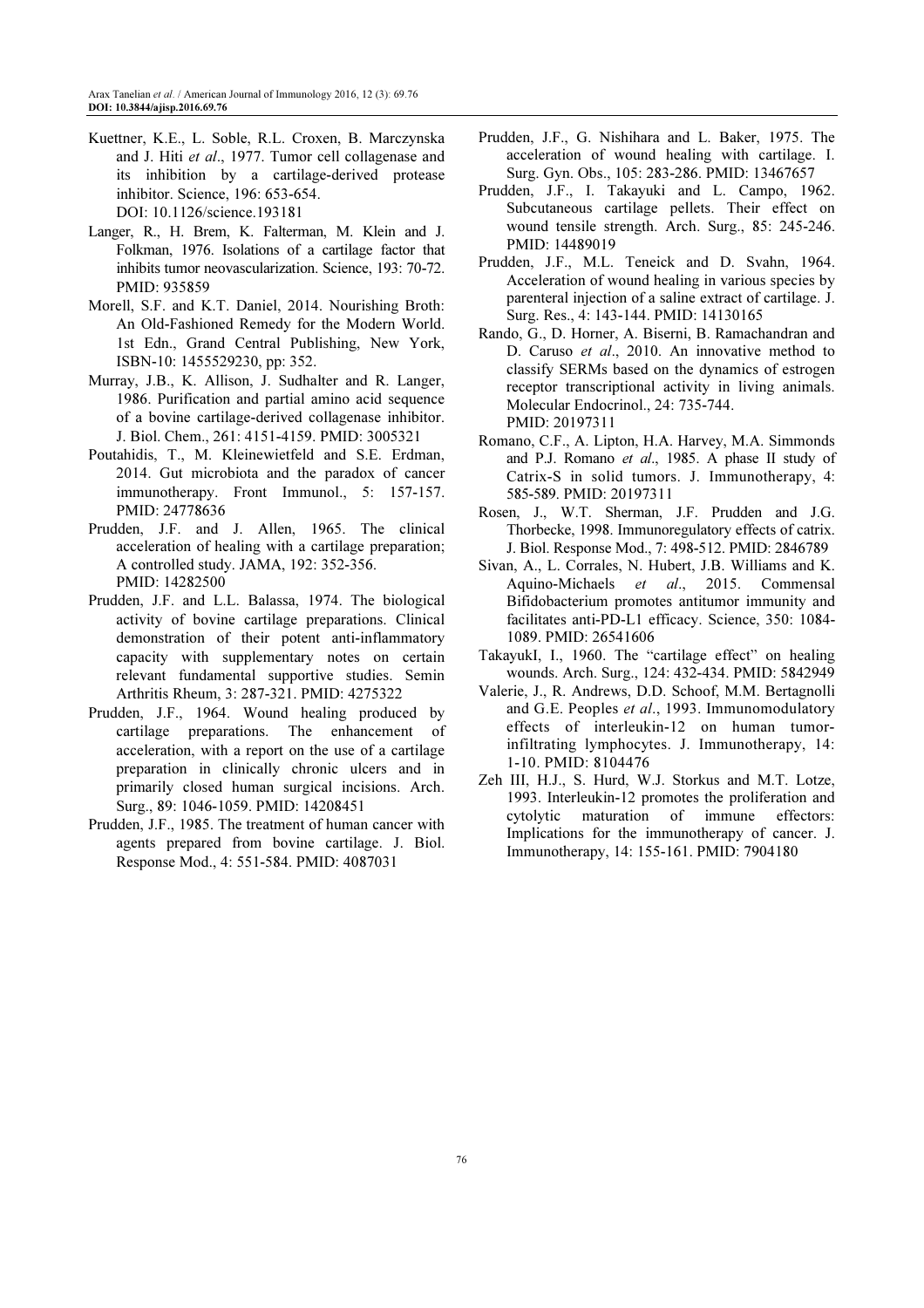Kuettner, K.E., L. Soble, R.L. Croxen, B. Marczynska and J. Hiti *et al*., 1977. Tumor cell collagenase and its inhibition by a cartilage-derived protease inhibitor. Science, 196: 653-654. DOI: 10.1126/science.193181

Langer, R., H. Brem, K. Falterman, M. Klein and J. Folkman, 1976. Isolations of a cartilage factor that inhibits tumor neovascularization. Science, 193: 70-72. PMID: 935859

Morell, S.F. and K.T. Daniel, 2014. Nourishing Broth: An Old-Fashioned Remedy for the Modern World. 1st Edn., Grand Central Publishing, New York, ISBN-10: 1455529230, pp: 352.

Murray, J.B., K. Allison, J. Sudhalter and R. Langer, 1986. Purification and partial amino acid sequence of a bovine cartilage-derived collagenase inhibitor. J. Biol. Chem., 261: 4151-4159. PMID: 3005321

Poutahidis, T., M. Kleinewietfeld and S.E. Erdman, 2014. Gut microbiota and the paradox of cancer immunotherapy. Front Immunol., 5: 157-157. PMID: 24778636

Prudden, J.F. and J. Allen, 1965. The clinical acceleration of healing with a cartilage preparation; A controlled study. JAMA, 192: 352-356. PMID: 14282500

Prudden, J.F. and L.L. Balassa, 1974. The biological activity of bovine cartilage preparations. Clinical demonstration of their potent anti-inflammatory capacity with supplementary notes on certain relevant fundamental supportive studies. Semin Arthritis Rheum, 3: 287-321. PMID: 4275322

Prudden, J.F., 1964. Wound healing produced by cartilage preparations. The enhancement of acceleration, with a report on the use of a cartilage preparation in clinically chronic ulcers and in primarily closed human surgical incisions. Arch. Surg., 89: 1046-1059. PMID: 14208451

Prudden, J.F., 1985. The treatment of human cancer with agents prepared from bovine cartilage. J. Biol. Response Mod., 4: 551-584. PMID: 4087031

Prudden, J.F., G. Nishihara and L. Baker, 1975. The acceleration of wound healing with cartilage. I. Surg. Gyn. Obs., 105: 283-286. PMID: 13467657

Prudden, J.F., I. Takayuki and L. Campo, 1962. Subcutaneous cartilage pellets. Their effect on wound tensile strength. Arch. Surg., 85: 245-246. PMID: 14489019

Prudden, J.F., M.L. Teneick and D. Svahn, 1964. Acceleration of wound healing in various species by parenteral injection of a saline extract of cartilage. J. Surg. Res., 4: 143-144. PMID: 14130165

Rando, G., D. Horner, A. Biserni, B. Ramachandran and D. Caruso *et al*., 2010. An innovative method to classify SERMs based on the dynamics of estrogen receptor transcriptional activity in living animals. Molecular Endocrinol., 24: 735-744. PMID: 20197311

Romano, C.F., A. Lipton, H.A. Harvey, M.A. Simmonds and P.J. Romano *et al*., 1985. A phase II study of Catrix-S in solid tumors. J. Immunotherapy, 4: 585-589. PMID: 20197311

Rosen, J., W.T. Sherman, J.F. Prudden and J.G. Thorbecke, 1998. Immunoregulatory effects of catrix. J. Biol. Response Mod., 7: 498-512. PMID: 2846789

Sivan, A., L. Corrales, N. Hubert, J.B. Williams and K. Aquino-Michaels *et al*., 2015. Commensal Bifidobacterium promotes antitumor immunity and facilitates anti-PD-L1 efficacy. Science, 350: 1084-1089. PMID: 26541606

TakayukI, I., 1960. The "cartilage effect" on healing wounds. Arch. Surg., 124: 432-434. PMID: 5842949

Valerie, J., R. Andrews, D.D. Schoof, M.M. Bertagnolli and G.E. Peoples *et al*., 1993. Immunomodulatory effects of interleukin-12 on human tumor-infiltrating lymphocytes. J. Immunotherapy, 14: 1-10. PMID: 8104476

Zeh III, H.J., S. Hurd, W.J. Storkus and M.T. Lotze, 1993. Interleukin-12 promotes the proliferation and cytolytic maturation of immune effectors: Implications for the immunotherapy of cancer. J. Immunotherapy, 14: 155-161. PMID: 7904180